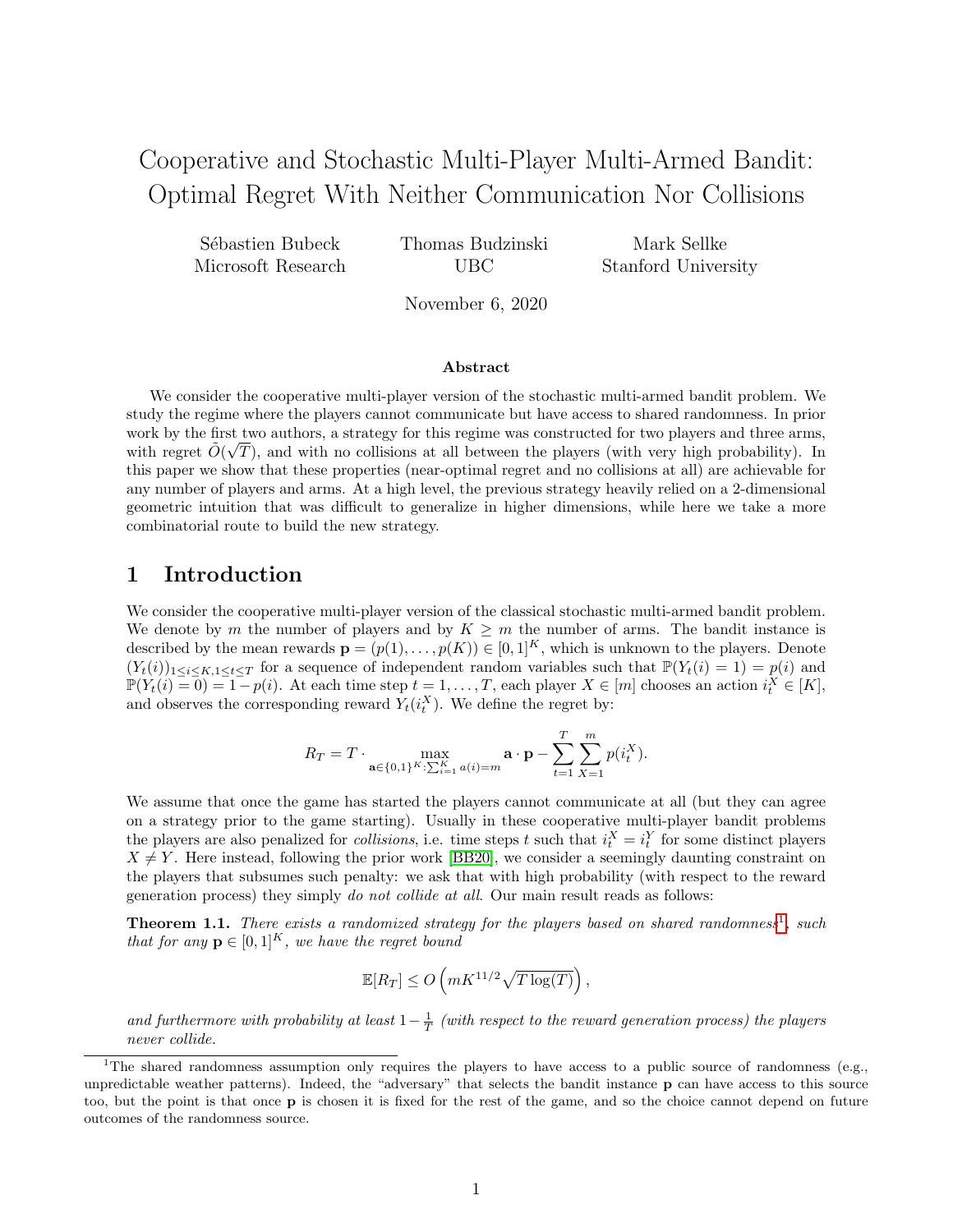# Cooperative and Stochastic Multi-Player Multi-Armed Bandit: Optimal Regret With Neither Communication Nor Collisions

Sébastien Bubeck
Microsoft Research

Thomas Budzinski
UBC

Mark Sellke
Stanford University

November 6, 2020

### Abstract

We consider the cooperative multi-player version of the stochastic multi-armed bandit problem. We study the regime where the players cannot communicate but have access to shared randomness. In prior work by the first two authors, a strategy for this regime was constructed for two players and three arms, with regret $\tilde{O}(\sqrt{T})$, and with no collisions at all between the players (with very high probability). In this paper we show that these properties (near-optimal regret and no collisions at all) are achievable for any number of players and arms. At a high level, the previous strategy heavily relied on a 2-dimensional geometric intuition that was difficult to generalize in higher dimensions, while here we take a more combinatorial route to build the new strategy.

## 1 Introduction

We consider the cooperative multi-player version of the classical stochastic multi-armed bandit problem. We denote by $m$ the number of players and by $K \geq m$ the number of arms. The bandit instance is described by the mean rewards $\mathbf{p} = (p(1), \ldots, p(K)) \in [0,1]^K$, which is unknown to the players. Denote $(Y_t(i))_{1 \leq i \leq K, 1 \leq t \leq T}$ for a sequence of independent random variables such that $\mathbb{P}(Y_t(i) = 1) = p(i)$ and $\mathbb{P}(Y_t(i) = 0) = 1 - p(i)$. At each time step $t = 1, \ldots, T$, each player $X \in [m]$ chooses an action $i_t^X \in [K]$, and observes the corresponding reward $Y_t(i_t^X)$. We define the regret by:

$$R_T = T \cdot \max_{\mathbf{a} \in \{0,1\}^K : \sum_{i=1}^K a(i) = m} \mathbf{a} \cdot \mathbf{p} - \sum_{t=1}^T \sum_{X=1}^m p(i_t^X).$$

We assume that once the game has started the players cannot communicate at all (but they can agree on a strategy prior to the game starting). Usually in these cooperative multi-player bandit problems the players are also penalized for *collisions*, i.e. time steps $t$ such that $i_t^X = i_t^Y$ for some distinct players $X \neq Y$. Here instead, following the prior work [BB20], we consider a seemingly daunting constraint on the players that subsumes such penalty: we ask that with high probability (with respect to the reward generation process) they simply *do not collide at all*. Our main result reads as follows:

**Theorem 1.1.** *There exists a randomized strategy for the players based on shared randomness*[1]*, such that for any $\mathbf{p} \in [0,1]^K$, we have the regret bound*

$$\mathbb{E}[R_T] \leq O\left(mK^{11/2}\sqrt{T\log(T)}\right),$$

*and furthermore with probability at least $1 - \frac{1}{T}$ (with respect to the reward generation process) the players never collide.*

[1] The shared randomness assumption only requires the players to have access to a public source of randomness (e.g., unpredictable weather patterns). Indeed, the "adversary" that selects the bandit instance $\mathbf{p}$ can have access to this source too, but the point is that once $\mathbf{p}$ is chosen it is fixed for the rest of the game, and so the choice cannot depend on future outcomes of the randomness source.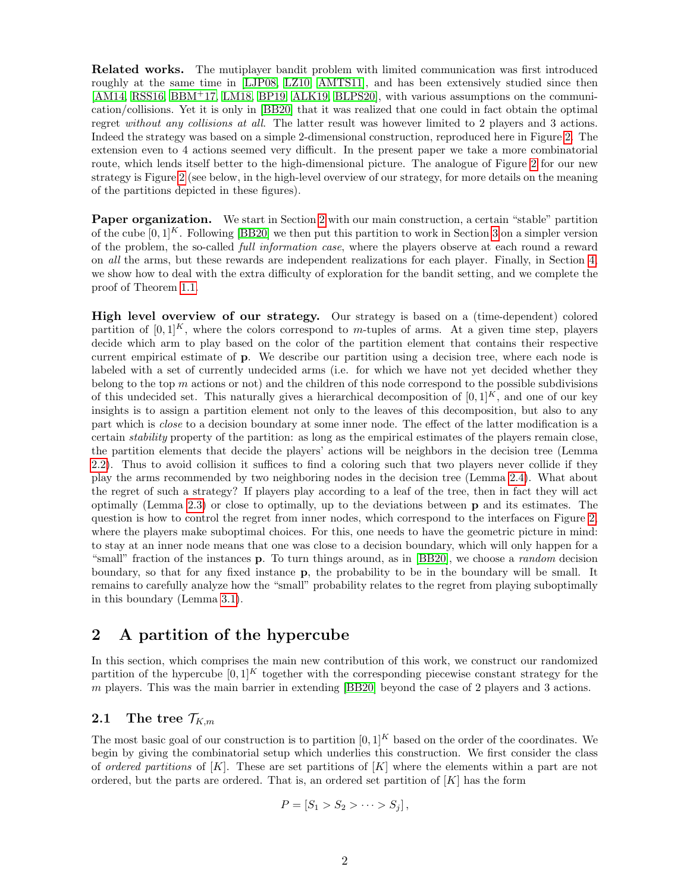**Related works.** The mutiplayer bandit problem with limited communication was first introduced roughly at the same time in [LJP08, LZ10, AMTS11], and has been extensively studied since then [AM14, RSS16, BBM+17, LM18, BP19, ALK19, BLPS20], with various assumptions on the communication/collisions. Yet it is only in [BB20] that it was realized that one could in fact obtain the optimal regret *without any collisions at all*. The latter result was however limited to 2 players and 3 actions. Indeed the strategy was based on a simple 2-dimensional construction, reproduced here in Figure 2. The extension even to 4 actions seemed very difficult. In the present paper we take a more combinatorial route, which lends itself better to the high-dimensional picture. The analogue of Figure 2 for our new strategy is Figure 2 (see below, in the high-level overview of our strategy, for more details on the meaning of the partitions depicted in these figures).

**Paper organization.** We start in Section 2 with our main construction, a certain "stable" partition of the cube $[0, 1]^K$. Following [BB20] we then put this partition to work in Section 3 on a simpler version of the problem, the so-called *full information case*, where the players observe at each round a reward on *all* the arms, but these rewards are independent realizations for each player. Finally, in Section 4, we show how to deal with the extra difficulty of exploration for the bandit setting, and we complete the proof of Theorem 1.1.

**High level overview of our strategy.** Our strategy is based on a (time-dependent) colored partition of $[0, 1]^K$, where the colors correspond to $m$-tuples of arms. At a given time step, players decide which arm to play based on the color of the partition element that contains their respective current empirical estimate of $\mathbf{p}$. We describe our partition using a decision tree, where each node is labeled with a set of currently undecided arms (i.e. for which we have not yet decided whether they belong to the top $m$ actions or not) and the children of this node correspond to the possible subdivisions of this undecided set. This naturally gives a hierarchical decomposition of $[0, 1]^K$, and one of our key insights is to assign a partition element not only to the leaves of this decomposition, but also to any part which is *close* to a decision boundary at some inner node. The effect of the latter modification is a certain *stability* property of the partition: as long as the empirical estimates of the players remain close, the partition elements that decide the players' actions will be neighbors in the decision tree (Lemma 2.2). Thus to avoid collision it suffices to find a coloring such that two players never collide if they play the arms recommended by two neighboring nodes in the decision tree (Lemma 2.4). What about the regret of such a strategy? If players play according to a leaf of the tree, then in fact they will act optimally (Lemma 2.3) or close to optimally, up to the deviations between $\mathbf{p}$ and its estimates. The question is how to control the regret from inner nodes, which correspond to the interfaces on Figure 2, where the players make suboptimal choices. For this, one needs to have the geometric picture in mind: to stay at an inner node means that one was close to a decision boundary, which will only happen for a "small" fraction of the instances $\mathbf{p}$. To turn things around, as in [BB20], we choose a *random* decision boundary, so that for any fixed instance $\mathbf{p}$, the probability to be in the boundary will be small. It remains to carefully analyze how the "small" probability relates to the regret from playing suboptimally in this boundary (Lemma 3.1).

## 2 A partition of the hypercube

In this section, which comprises the main new contribution of this work, we construct our randomized partition of the hypercube $[0, 1]^K$ together with the corresponding piecewise constant strategy for the $m$ players. This was the main barrier in extending [BB20] beyond the case of 2 players and 3 actions.

### 2.1 The tree $\mathcal{T}_{K,m}$

The most basic goal of our construction is to partition $[0, 1]^K$ based on the order of the coordinates. We begin by giving the combinatorial setup which underlies this construction. We first consider the class of *ordered partitions* of $[K]$. These are set partitions of $[K]$ where the elements within a part are not ordered, but the parts are ordered. That is, an ordered set partition of $[K]$ has the form

$$P = [S_1 > S_2 > \cdots > S_j] ,$$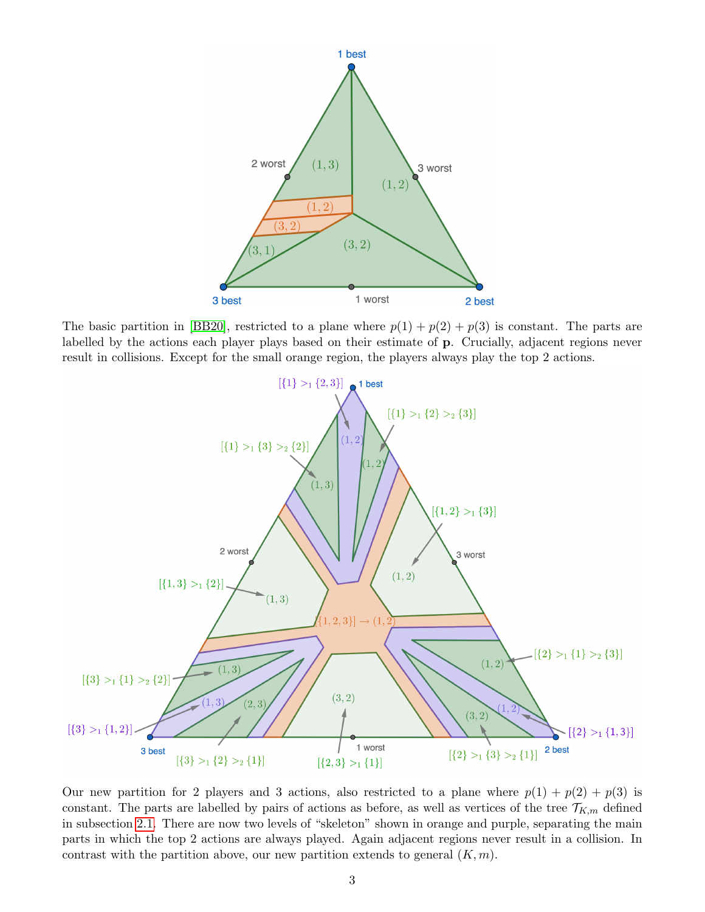The basic partition in [BB20], restricted to a plane where $p(1) + p(2) + p(3)$ is constant. The parts are labelled by the actions each player plays based on their estimate of $\mathbf{p}$. Crucially, adjacent regions never result in collisions. Except for the small orange region, the players always play the top 2 actions.

Our new partition for 2 players and 3 actions, also restricted to a plane where $p(1) + p(2) + p(3)$ is constant. The parts are labelled by pairs of actions as before, as well as vertices of the tree $\mathcal{T}_{K,m}$ defined in subsection 2.1. There are now two levels of "skeleton" shown in orange and purple, separating the main parts in which the top 2 actions are always played. Again adjacent regions never result in a collision. In contrast with the partition above, our new partition extends to general $(K, m)$.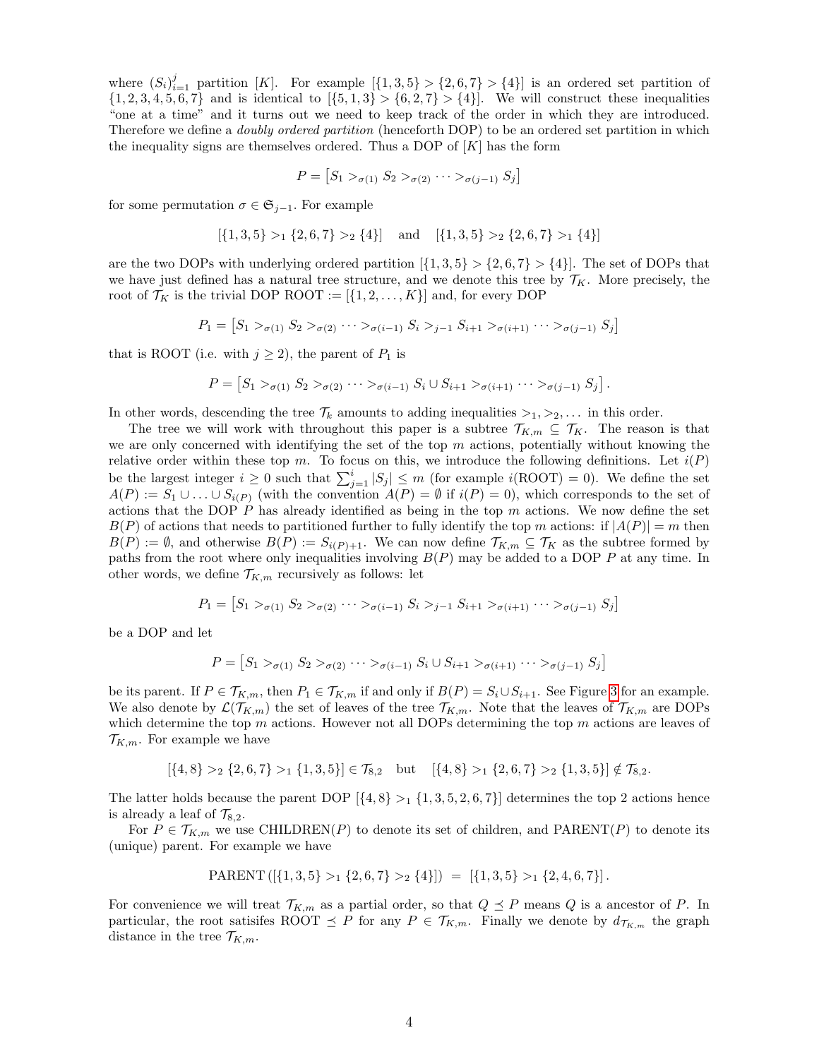where $(S_i)_{i=1}^j$ partition $[K]$. For example $[\{1,3,5\} > \{2,6,7\} > \{4\}]$ is an ordered set partition of $\{1,2,3,4,5,6,7\}$ and is identical to $[\{5,1,3\} > \{6,2,7\} > \{4\}]$. We will construct these inequalities "one at a time" and it turns out we need to keep track of the order in which they are introduced. Therefore we define a *doubly ordered partition* (henceforth DOP) to be an ordered set partition in which the inequality signs are themselves ordered. Thus a DOP of $[K]$ has the form

$$P = \left[S_1 >_{\sigma(1)} S_2 >_{\sigma(2)} \cdots >_{\sigma(j-1)} S_j\right]$$

for some permutation $\sigma \in \mathfrak{S}_{j-1}$. For example

$$[\{1,3,5\} >_1 \{2,6,7\} >_2 \{4\}] \quad \text{and} \quad [\{1,3,5\} >_2 \{2,6,7\} >_1 \{4\}]$$

are the two DOPs with underlying ordered partition $[\{1,3,5\} > \{2,6,7\} > \{4\}]$. The set of DOPs that we have just defined has a natural tree structure, and we denote this tree by $\mathcal{T}_K$. More precisely, the root of $\mathcal{T}_K$ is the trivial DOP ROOT $:= [\{1,2,\ldots,K\}]$ and, for every DOP

$$P_1 = \left[S_1 >_{\sigma(1)} S_2 >_{\sigma(2)} \cdots >_{\sigma(i-1)} S_i >_{j-1} S_{i+1} >_{\sigma(i+1)} \cdots >_{\sigma(j-1)} S_j\right]$$

that is ROOT (i.e. with $j \geq 2$), the parent of $P_1$ is

$$P = \left[S_1 >_{\sigma(1)} S_2 >_{\sigma(2)} \cdots >_{\sigma(i-1)} S_i \cup S_{i+1} >_{\sigma(i+1)} \cdots >_{\sigma(j-1)} S_j\right].$$

In other words, descending the tree $\mathcal{T}_k$ amounts to adding inequalities $>_1, >_2, \ldots$ in this order.

The tree we will work with throughout this paper is a subtree $\mathcal{T}_{K,m} \subseteq \mathcal{T}_K$. The reason is that we are only concerned with identifying the set of the top $m$ actions, potentially without knowing the relative order within these top $m$. To focus on this, we introduce the following definitions. Let $i(P)$ be the largest integer $i \geq 0$ such that $\sum_{j=1}^{i} |S_j| \leq m$ (for example $i(\text{ROOT}) = 0$). We define the set $A(P) := S_1 \cup \ldots \cup S_{i(P)}$ (with the convention $A(P) = \emptyset$ if $i(P) = 0$), which corresponds to the set of actions that the DOP $P$ has already identified as being in the top $m$ actions. We now define the set $B(P)$ of actions that needs to partitioned further to fully identify the top $m$ actions: if $|A(P)| = m$ then $B(P) := \emptyset$, and otherwise $B(P) := S_{i(P)+1}$. We can now define $\mathcal{T}_{K,m} \subseteq \mathcal{T}_K$ as the subtree formed by paths from the root where only inequalities involving $B(P)$ may be added to a DOP $P$ at any time. In other words, we define $\mathcal{T}_{K,m}$ recursively as follows: let

$$P_1 = \left[S_1 >_{\sigma(1)} S_2 >_{\sigma(2)} \cdots >_{\sigma(i-1)} S_i >_{j-1} S_{i+1} >_{\sigma(i+1)} \cdots >_{\sigma(j-1)} S_j\right]$$

be a DOP and let

$$P = \left[S_1 >_{\sigma(1)} S_2 >_{\sigma(2)} \cdots >_{\sigma(i-1)} S_i \cup S_{i+1} >_{\sigma(i+1)} \cdots >_{\sigma(j-1)} S_j\right]$$

be its parent. If $P \in \mathcal{T}_{K,m}$, then $P_1 \in \mathcal{T}_{K,m}$ if and only if $B(P) = S_i \cup S_{i+1}$. See Figure 3 for an example. We also denote by $\mathcal{L}(\mathcal{T}_{K,m})$ the set of leaves of the tree $\mathcal{T}_{K,m}$. Note that the leaves of $\mathcal{T}_{K,m}$ are DOPs which determine the top $m$ actions. However not all DOPs determining the top $m$ actions are leaves of $\mathcal{T}_{K,m}$. For example we have

$$[\{4,8\} >_2 \{2,6,7\} >_1 \{1,3,5\}] \in \mathcal{T}_{8,2} \quad \text{but} \quad [\{4,8\} >_1 \{2,6,7\} >_2 \{1,3,5\}] \notin \mathcal{T}_{8,2}.$$

The latter holds because the parent DOP $[\{4,8\} >_1 \{1,3,5,2,6,7\}]$ determines the top 2 actions hence is already a leaf of $\mathcal{T}_{8,2}$.

For $P \in \mathcal{T}_{K,m}$ we use CHILDREN$(P)$ to denote its set of children, and PARENT$(P)$ to denote its (unique) parent. For example we have

$$\text{PARENT}\left([\{1,3,5\} >_1 \{2,6,7\} >_2 \{4\}]\right) = [\{1,3,5\} >_1 \{2,4,6,7\}].$$

For convenience we will treat $\mathcal{T}_{K,m}$ as a partial order, so that $Q \preceq P$ means $Q$ is a ancestor of $P$. In particular, the root satisifes ROOT $\preceq P$ for any $P \in \mathcal{T}_{K,m}$. Finally we denote by $d_{\mathcal{T}_{K,m}}$ the graph distance in the tree $\mathcal{T}_{K,m}$.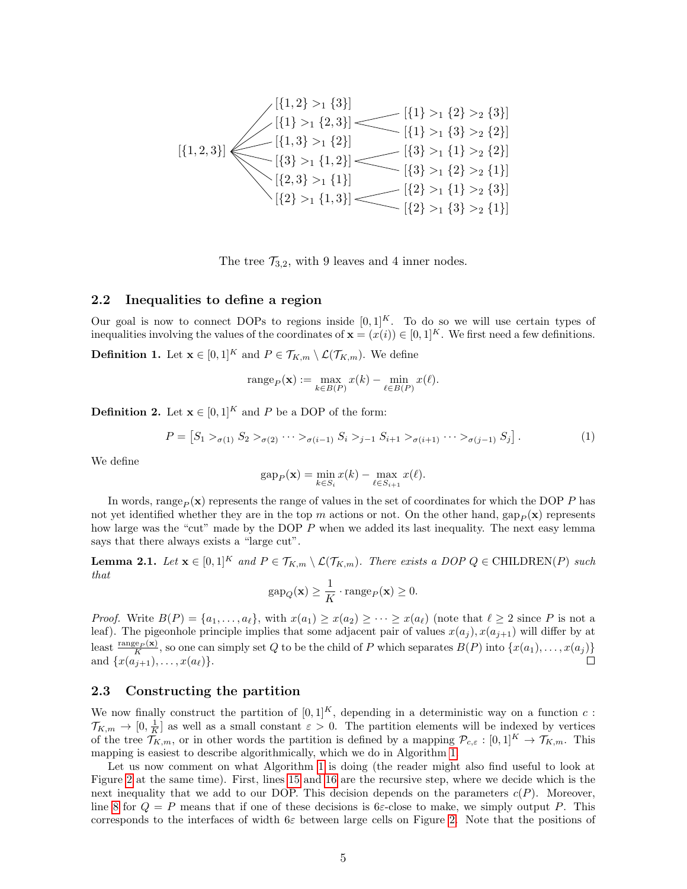- $[\{1,2,3\}]$
  - $[\{1,2\} >_1 \{3\}]$
  - $[\{1\} >_1 \{2,3\}]$
    - $[\{1\} >_1 \{2\} >_2 \{3\}]$
    - $[\{1\} >_1 \{3\} >_2 \{2\}]$
  - $[\{1,3\} >_1 \{2\}]$
  - $[\{3\} >_1 \{1,2\}]$
    - $[\{3\} >_1 \{1\} >_2 \{2\}]$
    - $[\{3\} >_1 \{2\} >_2 \{1\}]$
  - $[\{2,3\} >_1 \{1\}]$
  - $[\{2\} >_1 \{1,3\}]$
    - $[\{2\} >_1 \{1\} >_2 \{3\}]$
    - $[\{2\} >_1 \{3\} >_2 \{1\}]$

The tree $\mathcal{T}_{3,2}$, with 9 leaves and 4 inner nodes.

## 2.2 Inequalities to define a region

Our goal is now to connect DOPs to regions inside $[0,1]^K$. To do so we will use certain types of inequalities involving the values of the coordinates of $\mathbf{x} = (x(i)) \in [0,1]^K$. We first need a few definitions.

**Definition 1.** Let $\mathbf{x} \in [0,1]^K$ and $P \in \mathcal{T}_{K,m} \setminus \mathcal{L}(\mathcal{T}_{K,m})$. We define

$$\text{range}_P(\mathbf{x}) := \max_{k \in B(P)} x(k) - \min_{\ell \in B(P)} x(\ell).$$

**Definition 2.** Let $\mathbf{x} \in [0,1]^K$ and $P$ be a DOP of the form:

$$P = \left[S_1 >_{\sigma(1)} S_2 >_{\sigma(2)} \cdots >_{\sigma(i-1)} S_i >_{j-1} S_{i+1} >_{\sigma(i+1)} \cdots >_{\sigma(j-1)} S_j\right]. \tag{1}$$

We define

$$\text{gap}_P(\mathbf{x}) = \min_{k \in S_i} x(k) - \max_{\ell \in S_{i+1}} x(\ell).$$

In words, $\text{range}_P(\mathbf{x})$ represents the range of values in the set of coordinates for which the DOP $P$ has not yet identified whether they are in the top $m$ actions or not. On the other hand, $\text{gap}_P(\mathbf{x})$ represents how large was the "cut" made by the DOP $P$ when we added its last inequality. The next easy lemma says that there always exists a "large cut".

**Lemma 2.1.** *Let $\mathbf{x} \in [0,1]^K$ and $P \in \mathcal{T}_{K,m} \setminus \mathcal{L}(\mathcal{T}_{K,m})$. There exists a DOP $Q \in \text{CHILDREN}(P)$ such that*

$$\text{gap}_Q(\mathbf{x}) \geq \frac{1}{K} \cdot \text{range}_P(\mathbf{x}) \geq 0.$$

*Proof.* Write $B(P) = \{a_1, \ldots, a_\ell\}$, with $x(a_1) \geq x(a_2) \geq \cdots \geq x(a_\ell)$ (note that $\ell \geq 2$ since $P$ is not a leaf). The pigeonhole principle implies that some adjacent pair of values $x(a_j), x(a_{j+1})$ will differ by at least $\frac{\text{range}_P(\mathbf{x})}{K}$, so one can simply set $Q$ to be the child of $P$ which separates $B(P)$ into $\{x(a_1), \ldots, x(a_j)\}$ and $\{x(a_{j+1}), \ldots, x(a_\ell)\}$. □

## 2.3 Constructing the partition

We now finally construct the partition of $[0,1]^K$, depending in a deterministic way on a function $c : \mathcal{T}_{K,m} \to [0, \frac{1}{K}]$ as well as a small constant $\varepsilon > 0$. The partition elements will be indexed by vertices of the tree $\mathcal{T}_{K,m}$, or in other words the partition is defined by a mapping $\mathcal{P}_{c,\varepsilon} : [0,1]^K \to \mathcal{T}_{K,m}$. This mapping is easiest to describe algorithmically, which we do in Algorithm 1.

Let us now comment on what Algorithm 1 is doing (the reader might also find useful to look at Figure 2 at the same time). First, lines 15 and 16 are the recursive step, where we decide which is the next inequality that we add to our DOP. This decision depends on the parameters $c(P)$. Moreover, line 8 for $Q = P$ means that if one of these decisions is $6\varepsilon$-close to make, we simply output $P$. This corresponds to the interfaces of width $6\varepsilon$ between large cells on Figure 2. Note that the positions of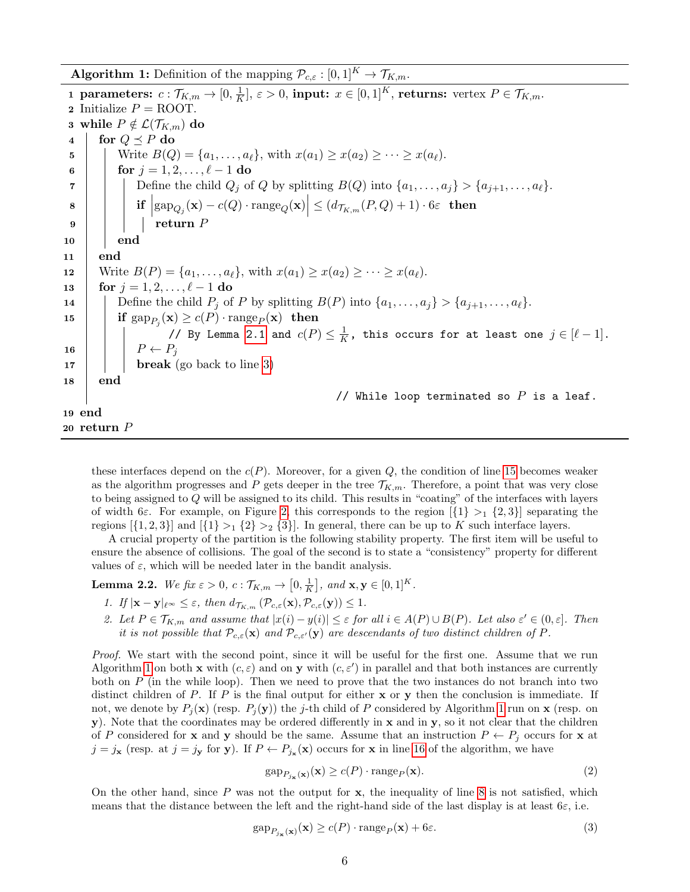**Algorithm 1:** Definition of the mapping $\mathcal{P}_{c,\varepsilon} : [0,1]^K \to \mathcal{T}_{K,m}$.

```
1  parameters: c : T_{K,m} → [0, 1/K], ε > 0, input: x ∈ [0,1]^K, returns: vertex P ∈ T_{K,m}.
2  Initialize P = ROOT.
3  while P ∉ L(T_{K,m}) do
4      for Q ⪯ P do
5          Write B(Q) = {a_1, ..., a_ℓ}, with x(a_1) ≥ x(a_2) ≥ ··· ≥ x(a_ℓ).
6          for j = 1, 2, ..., ℓ − 1 do
7              Define the child Q_j of Q by splitting B(Q) into {a_1, ..., a_j} > {a_{j+1}, ..., a_ℓ}.
8              if |gap_{Q_j}(x) − c(Q) · range_Q(x)| ≤ (d_{T_{K,m}}(P, Q) + 1) · 6ε then
9                  return P
10         end
11     end
12     Write B(P) = {a_1, ..., a_ℓ}, with x(a_1) ≥ x(a_2) ≥ ··· ≥ x(a_ℓ).
13     for j = 1, 2, ..., ℓ − 1 do
14         Define the child P_j of P by splitting B(P) into {a_1, ..., a_j} > {a_{j+1}, ..., a_ℓ}.
15         if gap_{P_j}(x) ≥ c(P) · range_P(x) then
               // By Lemma 2.1 and c(P) ≤ 1/K, this occurs for at least one j ∈ [ℓ − 1].
16             P ← P_j
17             break (go back to line 3)
18     end
                                           // While loop terminated so P is a leaf.
19 end
20 return P
```

these interfaces depend on the $c(P)$. Moreover, for a given $Q$, the condition of line 15 becomes weaker as the algorithm progresses and $P$ gets deeper in the tree $\mathcal{T}_{K,m}$. Therefore, a point that was very close to being assigned to $Q$ will be assigned to its child. This results in "coating" of the interfaces with layers of width $6\varepsilon$. For example, on Figure 2, this corresponds to the region $[\{1\} >_1 \{2,3\}]$ separating the regions $[\{1,2,3\}]$ and $[\{1\} >_1 \{2\} >_2 \{3\}]$. In general, there can be up to $K$ such interface layers.

A crucial property of the partition is the following stability property. The first item will be useful to ensure the absence of collisions. The goal of the second is to state a "consistency" property for different values of $\varepsilon$, which will be needed later in the bandit analysis.

**Lemma 2.2.** *We fix $\varepsilon > 0$, $c : \mathcal{T}_{K,m} \to \left[0, \frac{1}{K}\right]$, and $\mathbf{x}, \mathbf{y} \in [0,1]^K$.*

1. *If $|\mathbf{x} - \mathbf{y}|_{\ell^\infty} \leq \varepsilon$, then $d_{\mathcal{T}_{K,m}}(\mathcal{P}_{c,\varepsilon}(\mathbf{x}), \mathcal{P}_{c,\varepsilon}(\mathbf{y})) \leq 1$.*
2. *Let $P \in \mathcal{T}_{K,m}$ and assume that $|x(i) - y(i)| \leq \varepsilon$ for all $i \in A(P) \cup B(P)$. Let also $\varepsilon' \in (0, \varepsilon]$. Then it is not possible that $\mathcal{P}_{c,\varepsilon}(\mathbf{x})$ and $\mathcal{P}_{c,\varepsilon'}(\mathbf{y})$ are descendants of two distinct children of $P$.*

*Proof.* We start with the second point, since it will be useful for the first one. Assume that we run Algorithm 1 on both $\mathbf{x}$ with $(c, \varepsilon)$ and on $\mathbf{y}$ with $(c, \varepsilon')$ in parallel and that both instances are currently both on $P$ (in the while loop). Then we need to prove that the two instances do not branch into two distinct children of $P$. If $P$ is the final output for either $\mathbf{x}$ or $\mathbf{y}$ then the conclusion is immediate. If not, we denote by $P_j(\mathbf{x})$ (resp. $P_j(\mathbf{y})$) the $j$-th child of $P$ considered by Algorithm 1 run on $\mathbf{x}$ (resp. on $\mathbf{y}$). Note that the coordinates may be ordered differently in $\mathbf{x}$ and in $\mathbf{y}$, so it not clear that the children of $P$ considered for $\mathbf{x}$ and $\mathbf{y}$ should be the same. Assume that an instruction $P \leftarrow P_j$ occurs for $\mathbf{x}$ at $j = j_{\mathbf{x}}$ (resp. at $j = j_{\mathbf{y}}$ for $\mathbf{y}$). If $P \leftarrow P_{j_{\mathbf{x}}}(\mathbf{x})$ occurs for $\mathbf{x}$ in line 16 of the algorithm, we have

$$\text{gap}_{P_{j_{\mathbf{x}}}(\mathbf{x})}(\mathbf{x}) \geq c(P) \cdot \text{range}_P(\mathbf{x}). \tag{2}$$

On the other hand, since $P$ was not the output for $\mathbf{x}$, the inequality of line 8 is not satisfied, which means that the distance between the left and the right-hand side of the last display is at least $6\varepsilon$, i.e.

$$\text{gap}_{P_{j_{\mathbf{x}}}(\mathbf{x})}(\mathbf{x}) \geq c(P) \cdot \text{range}_P(\mathbf{x}) + 6\varepsilon. \tag{3}$$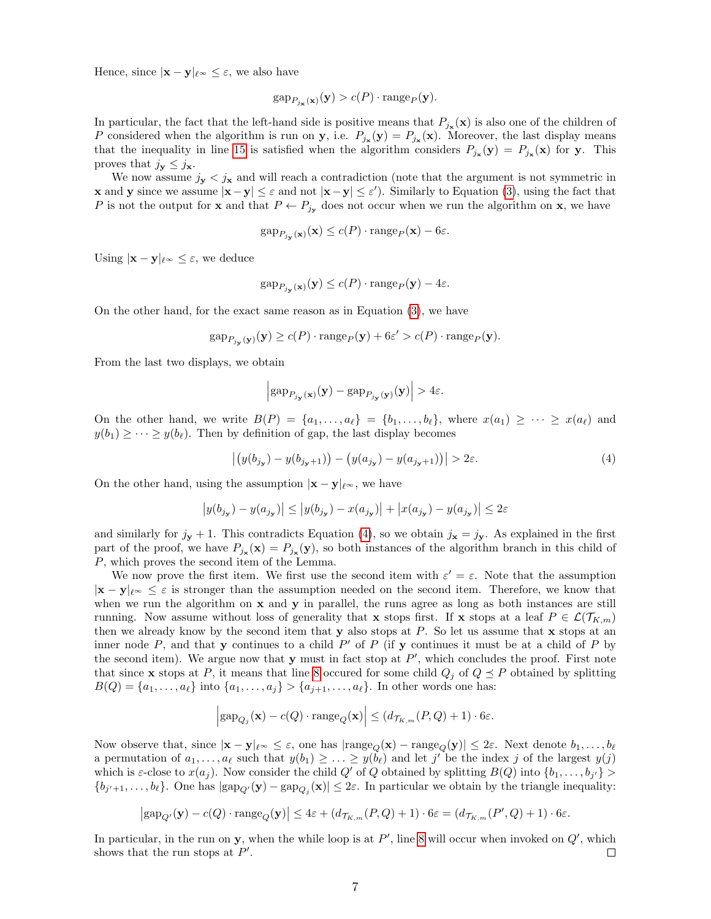Hence, since $|\mathbf{x}-\mathbf{y}|_{\ell^\infty} \leq \varepsilon$, we also have

$$\mathrm{gap}_{P_{j_{\mathbf{x}}}(\mathbf{x})}(\mathbf{y}) > c(P)\cdot \mathrm{range}_P(\mathbf{y}).$$

In particular, the fact that the left-hand side is positive means that $P_{j_{\mathbf{x}}}(\mathbf{x})$ is also one of the children of $P$ considered when the algorithm is run on $\mathbf{y}$, i.e. $P_{j_{\mathbf{x}}}(\mathbf{y}) = P_{j_{\mathbf{x}}}(\mathbf{x})$. Moreover, the last display means that the inequality in line 15 is satisfied when the algorithm considers $P_{j_{\mathbf{x}}}(\mathbf{y}) = P_{j_{\mathbf{x}}}(\mathbf{x})$ for $\mathbf{y}$. This proves that $j_{\mathbf{y}} \leq j_{\mathbf{x}}$.

We now assume $j_{\mathbf{y}} < j_{\mathbf{x}}$ and will reach a contradiction (note that the argument is not symmetric in $\mathbf{x}$ and $\mathbf{y}$ since we assume $|\mathbf{x}-\mathbf{y}| \leq \varepsilon$ and not $|\mathbf{x}-\mathbf{y}| \leq \varepsilon'$). Similarly to Equation (3), using the fact that $P$ is not the output for $\mathbf{x}$ and that $P \leftarrow P_{j_{\mathbf{y}}}$ does not occur when we run the algorithm on $\mathbf{x}$, we have

$$\mathrm{gap}_{P_{j_{\mathbf{y}}}(\mathbf{x})}(\mathbf{x}) \leq c(P)\cdot \mathrm{range}_P(\mathbf{x}) - 6\varepsilon.$$

Using $|\mathbf{x}-\mathbf{y}|_{\ell^\infty} \leq \varepsilon$, we deduce

$$\mathrm{gap}_{P_{j_{\mathbf{y}}}(\mathbf{x})}(\mathbf{y}) \leq c(P)\cdot \mathrm{range}_P(\mathbf{y}) - 4\varepsilon.$$

On the other hand, for the exact same reason as in Equation (3), we have

$$\mathrm{gap}_{P_{j_{\mathbf{y}}}(\mathbf{y})}(\mathbf{y}) \geq c(P)\cdot \mathrm{range}_P(\mathbf{y}) + 6\varepsilon' > c(P)\cdot \mathrm{range}_P(\mathbf{y}).$$

From the last two displays, we obtain

$$\left|\mathrm{gap}_{P_{j_{\mathbf{y}}}(\mathbf{x})}(\mathbf{y}) - \mathrm{gap}_{P_{j_{\mathbf{y}}}(\mathbf{y})}(\mathbf{y})\right| > 4\varepsilon.$$

On the other hand, we write $B(P) = \{a_1,\dots,a_\ell\} = \{b_1,\dots,b_\ell\}$, where $x(a_1) \geq \dots \geq x(a_\ell)$ and $y(b_1) \geq \dots \geq y(b_\ell)$. Then by definition of gap, the last display becomes

$$\left|\big(y(b_{j_{\mathbf{y}}}) - y(b_{j_{\mathbf{y}}+1})\big) - \big(y(a_{j_{\mathbf{y}}}) - y(a_{j_{\mathbf{y}}+1})\big)\right| > 2\varepsilon. \tag{4}$$

On the other hand, using the assumption $|\mathbf{x}-\mathbf{y}|_{\ell^\infty}$, we have

$$\left|y(b_{j_{\mathbf{y}}}) - y(a_{j_{\mathbf{y}}})\right| \leq \left|y(b_{j_{\mathbf{y}}}) - x(a_{j_{\mathbf{y}}})\right| + \left|x(a_{j_{\mathbf{y}}}) - y(a_{j_{\mathbf{y}}})\right| \leq 2\varepsilon$$

and similarly for $j_{\mathbf{y}}+1$. This contradicts Equation (4), so we obtain $j_{\mathbf{x}} = j_{\mathbf{y}}$. As explained in the first part of the proof, we have $P_{j_{\mathbf{x}}}(\mathbf{x}) = P_{j_{\mathbf{x}}}(\mathbf{y})$, so both instances of the algorithm branch in this child of $P$, which proves the second item of the Lemma.

We now prove the first item. We first use the second item with $\varepsilon' = \varepsilon$. Note that the assumption $|\mathbf{x}-\mathbf{y}|_{\ell^\infty} \leq \varepsilon$ is stronger than the assumption needed on the second item. Therefore, we know that when we run the algorithm on $\mathbf{x}$ and $\mathbf{y}$ in parallel, the runs agree as long as both instances are still running. Now assume without loss of generality that $\mathbf{x}$ stops first. If $\mathbf{x}$ stops at a leaf $P \in \mathcal{L}(\mathcal{T}_{K,m})$ then we already know by the second item that $\mathbf{y}$ also stops at $P$. So let us assume that $\mathbf{x}$ stops at an inner node $P$, and that $\mathbf{y}$ continues to a child $P'$ of $P$ (if $\mathbf{y}$ continues it must be at a child of $P$ by the second item). We argue now that $\mathbf{y}$ must in fact stop at $P'$, which concludes the proof. First note that since $\mathbf{x}$ stops at $P$, it means that line 8 occured for some child $Q_j$ of $Q \preceq P$ obtained by splitting $B(Q) = \{a_1,\dots,a_\ell\}$ into $\{a_1,\dots,a_j\} > \{a_{j+1},\dots,a_\ell\}$. In other words one has:

$$\left|\mathrm{gap}_{Q_j}(\mathbf{x}) - c(Q)\cdot \mathrm{range}_Q(\mathbf{x})\right| \leq (d_{\mathcal{T}_{K,m}}(P,Q)+1)\cdot 6\varepsilon.$$

Now observe that, since $|\mathbf{x}-\mathbf{y}|_{\ell^\infty} \leq \varepsilon$, one has $|\mathrm{range}_Q(\mathbf{x}) - \mathrm{range}_Q(\mathbf{y})| \leq 2\varepsilon$. Next denote $b_1,\dots,b_\ell$ a permutation of $a_1,\dots,a_\ell$ such that $y(b_1) \geq \ldots \geq y(b_\ell)$ and let $j'$ be the index $j$ of the largest $y(j)$ which is $\varepsilon$-close to $x(a_j)$. Now consider the child $Q'$ of $Q$ obtained by splitting $B(Q)$ into $\{b_1,\dots,b_{j'}\} > \{b_{j'+1},\dots,b_\ell\}$. One has $|\mathrm{gap}_{Q'}(\mathbf{y}) - \mathrm{gap}_{Q_j}(\mathbf{x})| \leq 2\varepsilon$. In particular we obtain by the triangle inequality:

$$\left|\mathrm{gap}_{Q'}(\mathbf{y}) - c(Q)\cdot \mathrm{range}_Q(\mathbf{y})\right| \leq 4\varepsilon + (d_{\mathcal{T}_{K,m}}(P,Q)+1)\cdot 6\varepsilon = (d_{\mathcal{T}_{K,m}}(P',Q)+1)\cdot 6\varepsilon.$$

In particular, in the run on $\mathbf{y}$, when the while loop is at $P'$, line 8 will occur when invoked on $Q'$, which shows that the run stops at $P'$. $\square$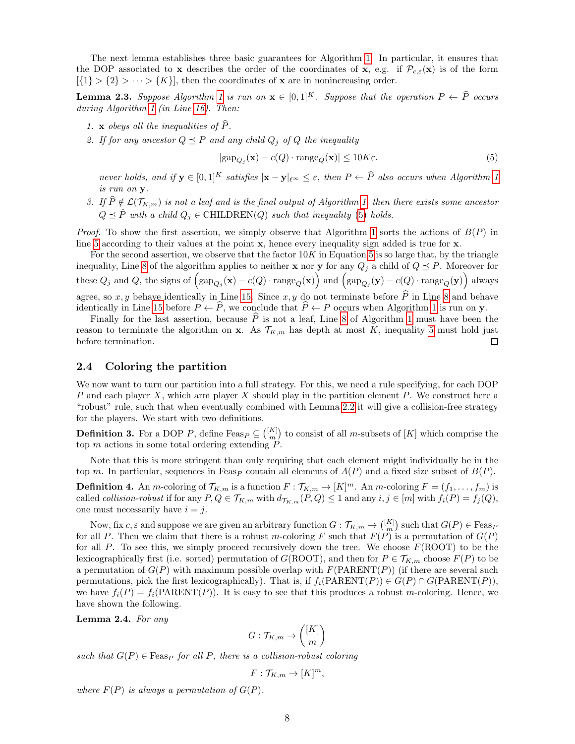The next lemma establishes three basic guarantees for Algorithm 1. In particular, it ensures that the DOP associated to $\mathbf{x}$ describes the order of the coordinates of $\mathbf{x}$, e.g. if $\mathcal{P}_{c,\varepsilon}(\mathbf{x})$ is of the form $[\{1\} > \{2\} > \cdots > \{K\}]$, then the coordinates of $\mathbf{x}$ are in nonincreasing order.

**Lemma 2.3.** *Suppose Algorithm 1 is run on $\mathbf{x} \in [0,1]^K$. Suppose that the operation $P \leftarrow \widehat{P}$ occurs during Algorithm 1 (in Line 16). Then:*

1. *$\mathbf{x}$ obeys all the inequalities of $\widehat{P}$.*
2. *If for any ancestor $Q \preceq P$ and any child $Q_j$ of $Q$ the inequality*

$$|\text{gap}_{Q_j}(\mathbf{x}) - c(Q) \cdot \text{range}_Q(\mathbf{x})| \leq 10K\varepsilon. \tag{5}$$

   *never holds, and if $\mathbf{y} \in [0,1]^K$ satisfies $|\mathbf{x} - \mathbf{y}|_{\ell^\infty} \leq \varepsilon$, then $P \leftarrow \widehat{P}$ also occurs when Algorithm 1 is run on $\mathbf{y}$.*
3. *If $\widehat{P} \notin \mathcal{L}(\mathcal{T}_{K,m})$ is not a leaf and is the final output of Algorithm 1, then there exists some ancestor $Q \preceq \hat{P}$ with a child $Q_j \in \text{CHILDREN}(Q)$ such that inequality (5) holds.*

*Proof.* To show the first assertion, we simply observe that Algorithm 1 sorts the actions of $B(P)$ in line 5 according to their values at the point $\mathbf{x}$, hence every inequality sign added is true for $\mathbf{x}$.

For the second assertion, we observe that the factor $10K$ in Equation 5 is so large that, by the triangle inequality, Line 8 of the algorithm applies to neither $\mathbf{x}$ nor $\mathbf{y}$ for any $Q_j$ a child of $Q \preceq P$. Moreover for these $Q_j$ and $Q$, the signs of $\left(\text{gap}_{Q_j}(\mathbf{x}) - c(Q) \cdot \text{range}_Q(\mathbf{x})\right)$ and $\left(\text{gap}_{Q_j}(\mathbf{y}) - c(Q) \cdot \text{range}_Q(\mathbf{y})\right)$ always agree, so $x, y$ behave identically in Line 15. Since $x, y$ do not terminate before $\widehat{P}$ in Line 8 and behave identically in Line 15 before $P \leftarrow \widehat{P}$, we conclude that $\widehat{P} \leftarrow P$ occurs when Algorithm 1 is run on $\mathbf{y}$.

Finally for the last assertion, because $\widehat{P}$ is not a leaf, Line 8 of Algorithm 1 must have been the reason to terminate the algorithm on $\mathbf{x}$. As $\mathcal{T}_{K,m}$ has depth at most $K$, inequality 5 must hold just before termination. □

## 2.4 Coloring the partition

We now want to turn our partition into a full strategy. For this, we need a rule specifying, for each DOP $P$ and each player $X$, which arm player $X$ should play in the partition element $P$. We construct here a "robust" rule, such that when eventually combined with Lemma 2.2 it will give a collision-free strategy for the players. We start with two definitions.

**Definition 3.** For a DOP $P$, define $\text{Feas}_P \subseteq \binom{[K]}{m}$ to consist of all $m$-subsets of $[K]$ which comprise the top $m$ actions in some total ordering extending $P$.

Note that this is more stringent than only requiring that each element might individually be in the top $m$. In particular, sequences in $\text{Feas}_P$ contain all elements of $A(P)$ and a fixed size subset of $B(P)$.

**Definition 4.** An $m$-coloring of $\mathcal{T}_{K,m}$ is a function $F : \mathcal{T}_{K,m} \to [K]^m$. An $m$-coloring $F = (f_1, \ldots, f_m)$ is called *collision-robust* if for any $P, Q \in \mathcal{T}_{K,m}$ with $d_{\mathcal{T}_{K,m}}(P,Q) \leq 1$ and any $i, j \in [m]$ with $f_i(P) = f_j(Q)$, one must necessarily have $i = j$.

Now, fix $c, \varepsilon$ and suppose we are given an arbitrary function $G : \mathcal{T}_{K,m} \to \binom{[K]}{m}$ such that $G(P) \in \text{Feas}_P$ for all $P$. Then we claim that there is a robust $m$-coloring $F$ such that $F(P)$ is a permutation of $G(P)$ for all $P$. To see this, we simply proceed recursively down the tree. We choose $F(\text{ROOT})$ to be the lexicographically first (i.e. sorted) permutation of $G(\text{ROOT})$, and then for $P \in \mathcal{T}_{K,m}$ choose $F(P)$ to be a permutation of $G(P)$ with maximum possible overlap with $F(\text{PARENT}(P))$ (if there are several such permutations, pick the first lexicographically). That is, if $f_i(\text{PARENT}(P)) \in G(P) \cap G(\text{PARENT}(P))$, we have $f_i(P) = f_i(\text{PARENT}(P))$. It is easy to see that this produces a robust $m$-coloring. Hence, we have shown the following.

**Lemma 2.4.** *For any*

$$G : \mathcal{T}_{K,m} \to \binom{[K]}{m}$$

*such that $G(P) \in \text{Feas}_P$ for all $P$, there is a collision-robust coloring*

$$F : \mathcal{T}_{K,m} \to [K]^m,$$

*where $F(P)$ is always a permutation of $G(P)$.*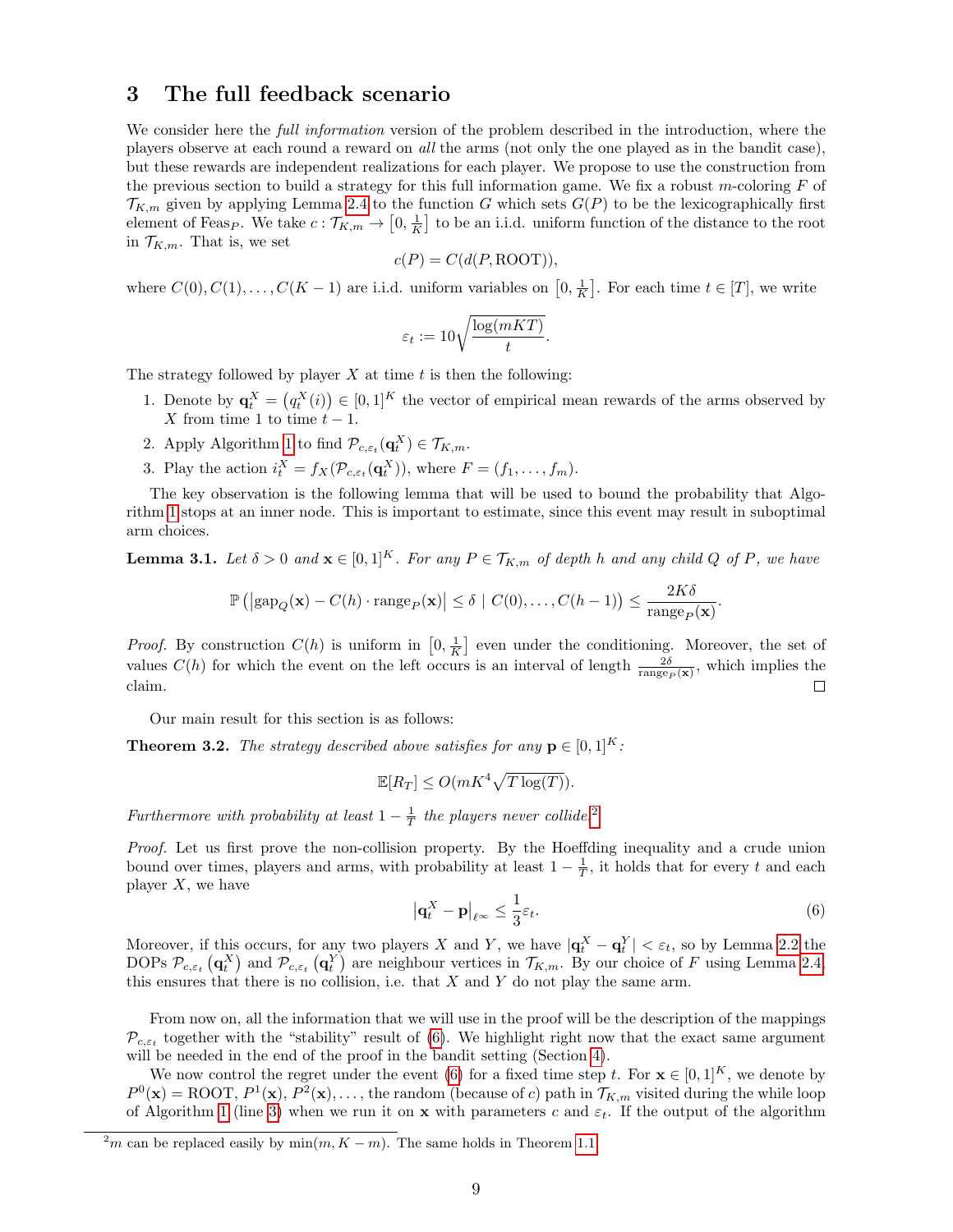## 3 The full feedback scenario

We consider here the *full information* version of the problem described in the introduction, where the players observe at each round a reward on *all* the arms (not only the one played as in the bandit case), but these rewards are independent realizations for each player. We propose to use the construction from the previous section to build a strategy for this full information game. We fix a robust $m$-coloring $F$ of $\mathcal{T}_{K,m}$ given by applying Lemma 2.4 to the function $G$ which sets $G(P)$ to be the lexicographically first element of $\text{Feas}_P$. We take $c : \mathcal{T}_{K,m} \to \left[0, \frac{1}{K}\right]$ to be an i.i.d. uniform function of the distance to the root in $\mathcal{T}_{K,m}$. That is, we set

$$c(P) = C(d(P, \text{ROOT})),$$

where $C(0), C(1), \ldots, C(K-1)$ are i.i.d. uniform variables on $\left[0, \frac{1}{K}\right]$. For each time $t \in [T]$, we write

$$\varepsilon_t := 10\sqrt{\frac{\log(mKT)}{t}}.$$

The strategy followed by player $X$ at time $t$ is then the following:

1. Denote by $\mathbf{q}_t^X = \left(q_t^X(i)\right) \in [0,1]^K$ the vector of empirical mean rewards of the arms observed by $X$ from time 1 to time $t-1$.
2. Apply Algorithm 1 to find $\mathcal{P}_{c,\varepsilon_t}(\mathbf{q}_t^X) \in \mathcal{T}_{K,m}$.
3. Play the action $i_t^X = f_X(\mathcal{P}_{c,\varepsilon_t}(\mathbf{q}_t^X))$, where $F = (f_1, \ldots, f_m)$.

The key observation is the following lemma that will be used to bound the probability that Algorithm 1 stops at an inner node. This is important to estimate, since this event may result in suboptimal arm choices.

**Lemma 3.1.** *Let $\delta > 0$ and $\mathbf{x} \in [0,1]^K$. For any $P \in \mathcal{T}_{K,m}$ of depth $h$ and any child $Q$ of $P$, we have*

$$\mathbb{P}\left(\left|\text{gap}_Q(\mathbf{x}) - C(h) \cdot \text{range}_P(\mathbf{x})\right| \le \delta \mid C(0), \ldots, C(h-1)\right) \le \frac{2K\delta}{\text{range}_P(\mathbf{x})}.$$

*Proof.* By construction $C(h)$ is uniform in $\left[0, \frac{1}{K}\right]$ even under the conditioning. Moreover, the set of values $C(h)$ for which the event on the left occurs is an interval of length $\frac{2\delta}{\text{range}_P(\mathbf{x})}$, which implies the claim. $\square$

Our main result for this section is as follows:

**Theorem 3.2.** *The strategy described above satisfies for any $\mathbf{p} \in [0,1]^K$:*

$$\mathbb{E}[R_T] \le O(mK^4\sqrt{T\log(T)}).$$

*Furthermore with probability at least $1 - \frac{1}{T}$ the players never collide.*[2]

*Proof.* Let us first prove the non-collision property. By the Hoeffding inequality and a crude union bound over times, players and arms, with probability at least $1 - \frac{1}{T}$, it holds that for every $t$ and each player $X$, we have

$$\left|\mathbf{q}_t^X - \mathbf{p}\right|_{\ell^\infty} \le \frac{1}{3}\varepsilon_t. \tag{6}$$

Moreover, if this occurs, for any two players $X$ and $Y$, we have $|\mathbf{q}_t^X - \mathbf{q}_t^Y| < \varepsilon_t$, so by Lemma 2.2 the DOPs $\mathcal{P}_{c,\varepsilon_t}\left(\mathbf{q}_t^X\right)$ and $\mathcal{P}_{c,\varepsilon_t}\left(\mathbf{q}_t^Y\right)$ are neighbour vertices in $\mathcal{T}_{K,m}$. By our choice of $F$ using Lemma 2.4 this ensures that there is no collision, i.e. that $X$ and $Y$ do not play the same arm.

From now on, all the information that we will use in the proof will be the description of the mappings $\mathcal{P}_{c,\varepsilon_t}$ together with the "stability" result of (6). We highlight right now that the exact same argument will be needed in the end of the proof in the bandit setting (Section 4).

We now control the regret under the event (6) for a fixed time step $t$. For $\mathbf{x} \in [0,1]^K$, we denote by $P^0(\mathbf{x}) = \text{ROOT}$, $P^1(\mathbf{x})$, $P^2(\mathbf{x}), \ldots$, the random (because of $c$) path in $\mathcal{T}_{K,m}$ visited during the while loop of Algorithm 1 (line 3) when we run it on $\mathbf{x}$ with parameters $c$ and $\varepsilon_t$. If the output of the algorithm

[2] $m$ can be replaced easily by $\min(m, K-m)$. The same holds in Theorem 1.1.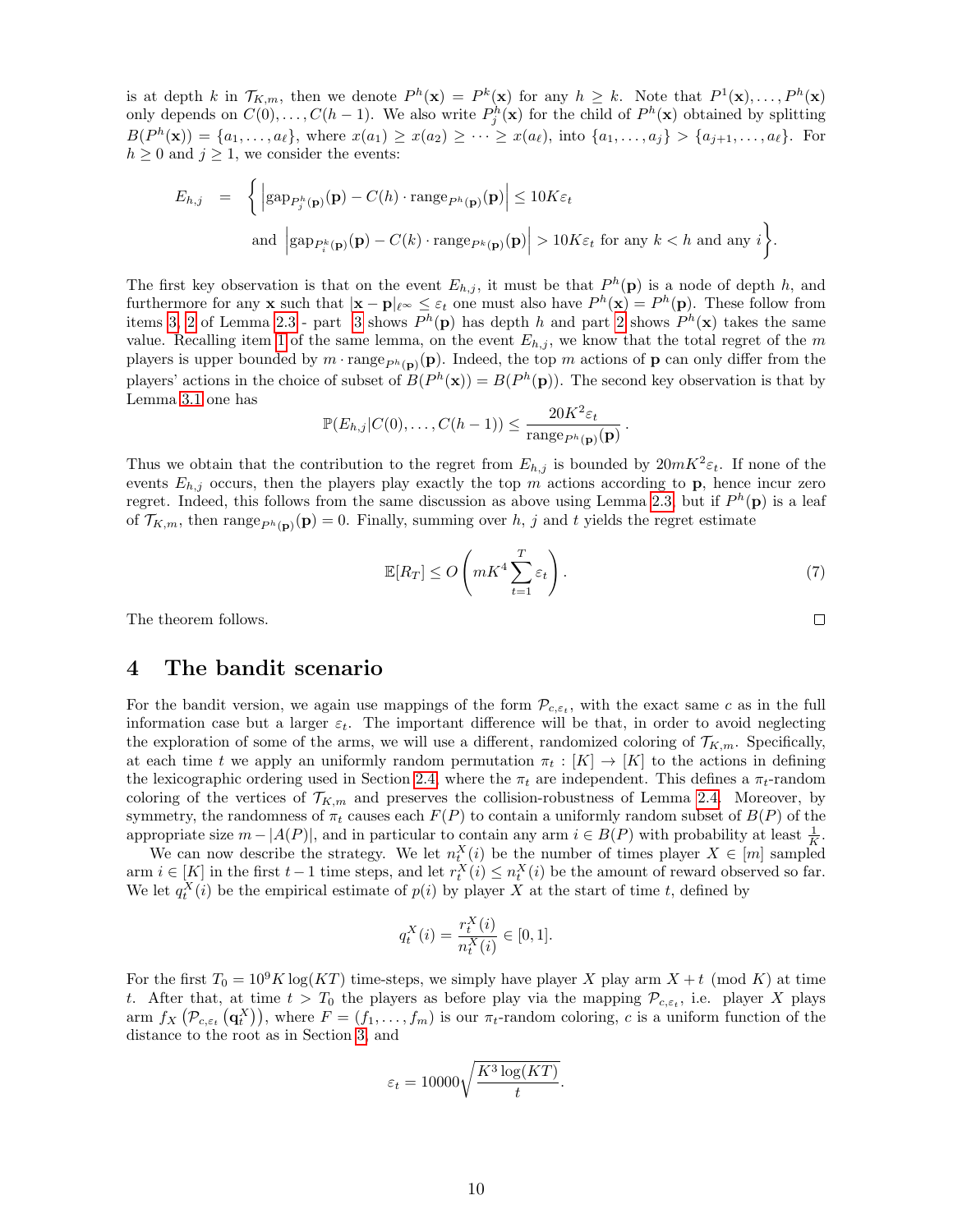is at depth $k$ in $\mathcal{T}_{K,m}$, then we denote $P^h(\mathbf{x}) = P^k(\mathbf{x})$ for any $h \geq k$. Note that $P^1(\mathbf{x}), \ldots, P^h(\mathbf{x})$ only depends on $C(0), \ldots, C(h-1)$. We also write $P^h_j(\mathbf{x})$ for the child of $P^h(\mathbf{x})$ obtained by splitting $B(P^h(\mathbf{x})) = \{a_1, \ldots, a_\ell\}$, where $x(a_1) \geq x(a_2) \geq \cdots \geq x(a_\ell)$, into $\{a_1, \ldots, a_j\} > \{a_{j+1}, \ldots, a_\ell\}$. For $h \geq 0$ and $j \geq 1$, we consider the events:

$$
\begin{aligned}
E_{h,j} \quad = \quad \Big\{ & \left|\mathrm{gap}_{P^h_j(\mathbf{p})}(\mathbf{p}) - C(h) \cdot \mathrm{range}_{P^h(\mathbf{p})}(\mathbf{p})\right| \leq 10K\varepsilon_t \\
& \text{and } \left|\mathrm{gap}_{P^k_i(\mathbf{p})}(\mathbf{p}) - C(k) \cdot \mathrm{range}_{P^k(\mathbf{p})}(\mathbf{p})\right| > 10K\varepsilon_t \text{ for any } k < h \text{ and any } i \Big\}.
\end{aligned}
$$

The first key observation is that on the event $E_{h,j}$, it must be that $P^h(\mathbf{p})$ is a node of depth $h$, and furthermore for any $\mathbf{x}$ such that $|\mathbf{x} - \mathbf{p}|_{\ell^\infty} \leq \varepsilon_t$ one must also have $P^h(\mathbf{x}) = P^h(\mathbf{p})$. These follow from items 3, 2 of Lemma 2.3 - part 3 shows $P^h(\mathbf{p})$ has depth $h$ and part 2 shows $P^h(\mathbf{x})$ takes the same value. Recalling item 1 of the same lemma, on the event $E_{h,j}$, we know that the total regret of the $m$ players is upper bounded by $m \cdot \mathrm{range}_{P^h(\mathbf{p})}(\mathbf{p})$. Indeed, the top $m$ actions of $\mathbf{p}$ can only differ from the players' actions in the choice of subset of $B(P^h(\mathbf{x})) = B(P^h(\mathbf{p}))$. The second key observation is that by Lemma 3.1 one has

$$
\mathbb{P}(E_{h,j} | C(0), \ldots, C(h-1)) \leq \frac{20K^2\varepsilon_t}{\mathrm{range}_{P^h(\mathbf{p})}(\mathbf{p})}.
$$

Thus we obtain that the contribution to the regret from $E_{h,j}$ is bounded by $20mK^2\varepsilon_t$. If none of the events $E_{h,j}$ occurs, then the players play exactly the top $m$ actions according to $\mathbf{p}$, hence incur zero regret. Indeed, this follows from the same discussion as above using Lemma 2.3, but if $P^h(\mathbf{p})$ is a leaf of $\mathcal{T}_{K,m}$, then $\mathrm{range}_{P^h(\mathbf{p})}(\mathbf{p}) = 0$. Finally, summing over $h$, $j$ and $t$ yields the regret estimate

$$
\mathbb{E}[R_T] \leq O\left(mK^4 \sum_{t=1}^{T} \varepsilon_t\right). \tag{7}
$$

The theorem follows. ∎

# 4 The bandit scenario

For the bandit version, we again use mappings of the form $\mathcal{P}_{c,\varepsilon_t}$, with the exact same $c$ as in the full information case but a larger $\varepsilon_t$. The important difference will be that, in order to avoid neglecting the exploration of some of the arms, we will use a different, randomized coloring of $\mathcal{T}_{K,m}$. Specifically, at each time $t$ we apply an uniformly random permutation $\pi_t : [K] \to [K]$ to the actions in defining the lexicographic ordering used in Section 2.4, where the $\pi_t$ are independent. This defines a $\pi_t$-random coloring of the vertices of $\mathcal{T}_{K,m}$ and preserves the collision-robustness of Lemma 2.4. Moreover, by symmetry, the randomness of $\pi_t$ causes each $F(P)$ to contain a uniformly random subset of $B(P)$ of the appropriate size $m - |A(P)|$, and in particular to contain any arm $i \in B(P)$ with probability at least $\frac{1}{K}$.

We can now describe the strategy. We let $n^X_t(i)$ be the number of times player $X \in [m]$ sampled arm $i \in [K]$ in the first $t-1$ time steps, and let $r^X_t(i) \leq n^X_t(i)$ be the amount of reward observed so far. We let $q^X_t(i)$ be the empirical estimate of $p(i)$ by player $X$ at the start of time $t$, defined by

$$
q^X_t(i) = \frac{r^X_t(i)}{n^X_t(i)} \in [0, 1].
$$

For the first $T_0 = 10^9 K \log(KT)$ time-steps, we simply have player $X$ play arm $X + t \pmod{K}$ at time $t$. After that, at time $t > T_0$ the players as before play via the mapping $\mathcal{P}_{c,\varepsilon_t}$, i.e. player $X$ plays arm $f_X\left(\mathcal{P}_{c,\varepsilon_t}\left(\mathbf{q}^X_t\right)\right)$, where $F = (f_1, \ldots, f_m)$ is our $\pi_t$-random coloring, $c$ is a uniform function of the distance to the root as in Section 3, and

$$
\varepsilon_t = 10000\sqrt{\frac{K^3 \log(KT)}{t}}.
$$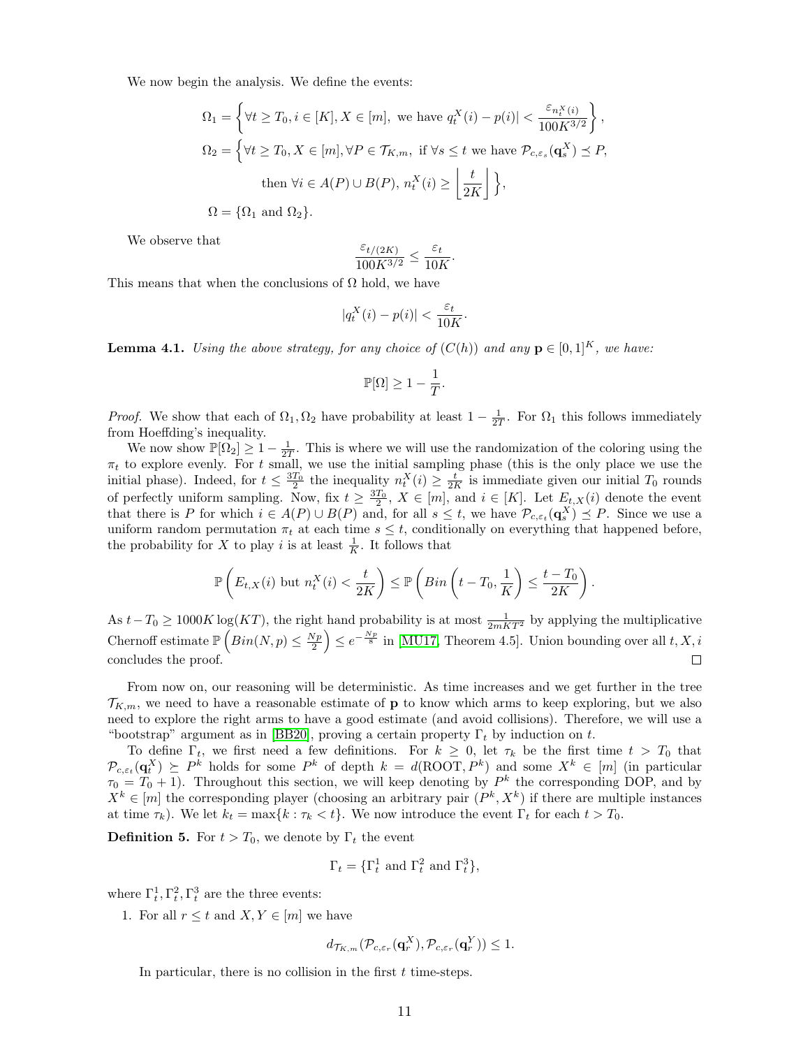We now begin the analysis. We define the events:

$$
\begin{aligned}
\Omega_1 &= \left\{ \forall t \geq T_0, i \in [K], X \in [m], \text{ we have } q_t^X(i) - p(i)| < \frac{\varepsilon_{n_t^X(i)}}{100K^{3/2}} \right\}, \\
\Omega_2 &= \Big\{ \forall t \geq T_0, X \in [m], \forall P \in \mathcal{T}_{K,m}, \text{ if } \forall s \leq t \text{ we have } \mathcal{P}_{c,\varepsilon_s}(\mathbf{q}_s^X) \preceq P, \\
&\qquad \text{then } \forall i \in A(P) \cup B(P),\, n_t^X(i) \geq \left\lfloor \frac{t}{2K} \right\rfloor \Big\}, \\
\Omega &= \{\Omega_1 \text{ and } \Omega_2\}.
\end{aligned}
$$

We observe that

$$
\frac{\varepsilon_{t/(2K)}}{100K^{3/2}} \leq \frac{\varepsilon_t}{10K}.
$$

This means that when the conclusions of $\Omega$ hold, we have

$$
|q_t^X(i) - p(i)| < \frac{\varepsilon_t}{10K}.
$$

**Lemma 4.1.** *Using the above strategy, for any choice of $(C(h))$ and any $\mathbf{p} \in [0,1]^K$, we have:*

$$
\mathbb{P}[\Omega] \geq 1 - \frac{1}{T}.
$$

*Proof.* We show that each of $\Omega_1, \Omega_2$ have probability at least $1 - \frac{1}{2T}$. For $\Omega_1$ this follows immediately from Hoeffding's inequality.

We now show $\mathbb{P}[\Omega_2] \geq 1 - \frac{1}{2T}$. This is where we will use the randomization of the coloring using the $\pi_t$ to explore evenly. For $t$ small, we use the initial sampling phase (this is the only place we use the initial phase). Indeed, for $t \leq \frac{3T_0}{2}$ the inequality $n_t^X(i) \geq \frac{t}{2K}$ is immediate given our initial $T_0$ rounds of perfectly uniform sampling. Now, fix $t \geq \frac{3T_0}{2}$, $X \in [m]$, and $i \in [K]$. Let $E_{t,X}(i)$ denote the event that there is $P$ for which $i \in A(P) \cup B(P)$ and, for all $s \leq t$, we have $\mathcal{P}_{c,\varepsilon_t}(\mathbf{q}_s^X) \preceq P$. Since we use a uniform random permutation $\pi_t$ at each time $s \leq t$, conditionally on everything that happened before, the probability for $X$ to play $i$ is at least $\frac{1}{K}$. It follows that

$$
\mathbb{P}\left(E_{t,X}(i) \text{ but } n_t^X(i) < \frac{t}{2K}\right) \leq \mathbb{P}\left(Bin\left(t - T_0, \frac{1}{K}\right) \leq \frac{t - T_0}{2K}\right).
$$

As $t - T_0 \geq 1000K\log(KT)$, the right hand probability is at most $\frac{1}{2mKT^2}$ by applying the multiplicative Chernoff estimate $\mathbb{P}\left(Bin(N,p) \leq \frac{Np}{2}\right) \leq e^{-\frac{Np}{8}}$ in [MU17, Theorem 4.5]. Union bounding over all $t, X, i$ concludes the proof. □

From now on, our reasoning will be deterministic. As time increases and we get further in the tree $\mathcal{T}_{K,m}$, we need to have a reasonable estimate of $\mathbf{p}$ to know which arms to keep exploring, but we also need to explore the right arms to have a good estimate (and avoid collisions). Therefore, we will use a "bootstrap" argument as in [BB20], proving a certain property $\Gamma_t$ by induction on $t$.

To define $\Gamma_t$, we first need a few definitions. For $k \geq 0$, let $\tau_k$ be the first time $t > T_0$ that $\mathcal{P}_{c,\varepsilon_t}(\mathbf{q}_t^X) \succeq P^k$ holds for some $P^k$ of depth $k = d(\text{ROOT}, P^k)$ and some $X^k \in [m]$ (in particular $\tau_0 = T_0 + 1$). Throughout this section, we will keep denoting by $P^k$ the corresponding DOP, and by $X^k \in [m]$ the corresponding player (choosing an arbitrary pair $(P^k, X^k)$ if there are multiple instances at time $\tau_k$). We let $k_t = \max\{k : \tau_k < t\}$. We now introduce the event $\Gamma_t$ for each $t > T_0$.

**Definition 5.** For $t > T_0$, we denote by $\Gamma_t$ the event

$$
\Gamma_t = \{\Gamma_t^1 \text{ and } \Gamma_t^2 \text{ and } \Gamma_t^3\},
$$

where $\Gamma_t^1, \Gamma_t^2, \Gamma_t^3$ are the three events:

1. For all $r \leq t$ and $X, Y \in [m]$ we have

$$
d_{\mathcal{T}_{K,m}}(\mathcal{P}_{c,\varepsilon_r}(\mathbf{q}_r^X), \mathcal{P}_{c,\varepsilon_r}(\mathbf{q}_r^Y)) \leq 1.
$$

In particular, there is no collision in the first $t$ time-steps.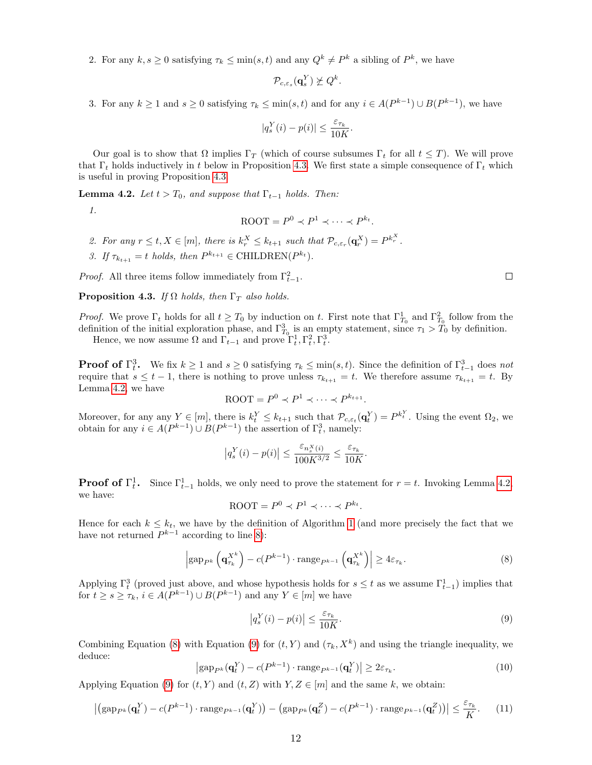2. For any $k, s \geq 0$ satisfying $\tau_k \leq \min(s,t)$ and any $Q^k \neq P^k$ a sibling of $P^k$, we have

$$\mathcal{P}_{c,\varepsilon_s}(\mathbf{q}_s^Y) \not\succeq Q^k.$$

3. For any $k \geq 1$ and $s \geq 0$ satisfying $\tau_k \leq \min(s,t)$ and for any $i \in A(P^{k-1}) \cup B(P^{k-1})$, we have

$$|q_s^Y(i) - p(i)| \leq \frac{\varepsilon_{\tau_k}}{10K}.$$

Our goal is to show that $\Omega$ implies $\Gamma_T$ (which of course subsumes $\Gamma_t$ for all $t \leq T$). We will prove that $\Gamma_t$ holds inductively in $t$ below in Proposition 4.3. We first state a simple consequence of $\Gamma_t$ which is useful in proving Proposition 4.3.

**Lemma 4.2.** *Let $t > T_0$, and suppose that $\Gamma_{t-1}$ holds. Then:*

*1.*

$$\text{ROOT} = P^0 \prec P^1 \prec \cdots \prec P^{k_t}.$$

*2. For any $r \leq t, X \in [m]$, there is $k_r^X \leq k_{t+1}$ such that $\mathcal{P}_{c,\varepsilon_r}(\mathbf{q}_r^X) = P^{k_r^X}$.*

*3. If $\tau_{k_{t+1}} = t$ holds, then $P^{k_{t+1}} \in \text{CHILDREN}(P^{k_t})$.*

*Proof.* All three items follow immediately from $\Gamma_{t-1}^2$. □

**Proposition 4.3.** *If $\Omega$ holds, then $\Gamma_T$ also holds.*

*Proof.* We prove $\Gamma_t$ holds for all $t \geq T_0$ by induction on $t$. First note that $\Gamma_{T_0}^1$ and $\Gamma_{T_0}^2$ follow from the definition of the initial exploration phase, and $\Gamma_{T_0}^3$ is an empty statement, since $\tau_1 > T_0$ by definition.

Hence, we now assume $\Omega$ and $\Gamma_{t-1}$ and prove $\Gamma_t^1, \Gamma_t^2, \Gamma_t^3$.

**Proof of $\Gamma_t^3$.** We fix $k \geq 1$ and $s \geq 0$ satisfying $\tau_k \leq \min(s,t)$. Since the definition of $\Gamma_{t-1}^3$ does *not* require that $s \leq t-1$, there is nothing to prove unless $\tau_{k_{t+1}} = t$. We therefore assume $\tau_{k_{t+1}} = t$. By Lemma 4.2, we have

$$\text{ROOT} = P^0 \prec P^1 \prec \cdots \prec P^{k_{t+1}}.$$

Moreover, for any any $Y \in [m]$, there is $k_t^Y \leq k_{t+1}$ such that $\mathcal{P}_{c,\varepsilon_t}(\mathbf{q}_t^Y) = P^{k_t^Y}$. Using the event $\Omega_2$, we obtain for any $i \in A(P^{k-1}) \cup B(P^{k-1})$ the assertion of $\Gamma_t^3$, namely:

$$\left|q_s^Y(i) - p(i)\right| \leq \frac{\varepsilon_{n_s^X(i)}}{100K^{3/2}} \leq \frac{\varepsilon_{\tau_k}}{10K}.$$

**Proof of $\Gamma_t^1$.** Since $\Gamma_{t-1}^1$ holds, we only need to prove the statement for $r = t$. Invoking Lemma 4.2 we have:

$$\text{ROOT} = P^0 \prec P^1 \prec \cdots \prec P^{k_t}.$$

Hence for each $k \leq k_t$, we have by the definition of Algorithm 1 (and more precisely the fact that we have not returned $P^{k-1}$ according to line 8):

$$\left|\text{gap}_{P^k}\left(\mathbf{q}_{\tau_k}^{X^k}\right) - c(P^{k-1}) \cdot \text{range}_{P^{k-1}}\left(\mathbf{q}_{\tau_k}^{X^k}\right)\right| \geq 4\varepsilon_{\tau_k}. \tag{8}$$

Applying $\Gamma_t^3$ (proved just above, and whose hypothesis holds for $s \leq t$ as we assume $\Gamma_{t-1}^1$) implies that for $t \geq s \geq \tau_k$, $i \in A(P^{k-1}) \cup B(P^{k-1})$ and any $Y \in [m]$ we have

$$\left|q_s^Y(i) - p(i)\right| \leq \frac{\varepsilon_{\tau_k}}{10K}. \tag{9}$$

Combining Equation (8) with Equation (9) for $(t, Y)$ and $(\tau_k, X^k)$ and using the triangle inequality, we deduce:

$$\left|\text{gap}_{P^k}(\mathbf{q}_t^Y) - c(P^{k-1}) \cdot \text{range}_{P^{k-1}}(\mathbf{q}_t^Y)\right| \geq 2\varepsilon_{\tau_k}. \tag{10}$$

Applying Equation (9) for $(t, Y)$ and $(t, Z)$ with $Y, Z \in [m]$ and the same $k$, we obtain:

$$\left|\left(\text{gap}_{P^k}(\mathbf{q}_t^Y) - c(P^{k-1}) \cdot \text{range}_{P^{k-1}}(\mathbf{q}_t^Y)\right) - \left(\text{gap}_{P^k}(\mathbf{q}_t^Z) - c(P^{k-1}) \cdot \text{range}_{P^{k-1}}(\mathbf{q}_t^Z)\right)\right| \leq \frac{\varepsilon_{\tau_k}}{K}. \tag{11}$$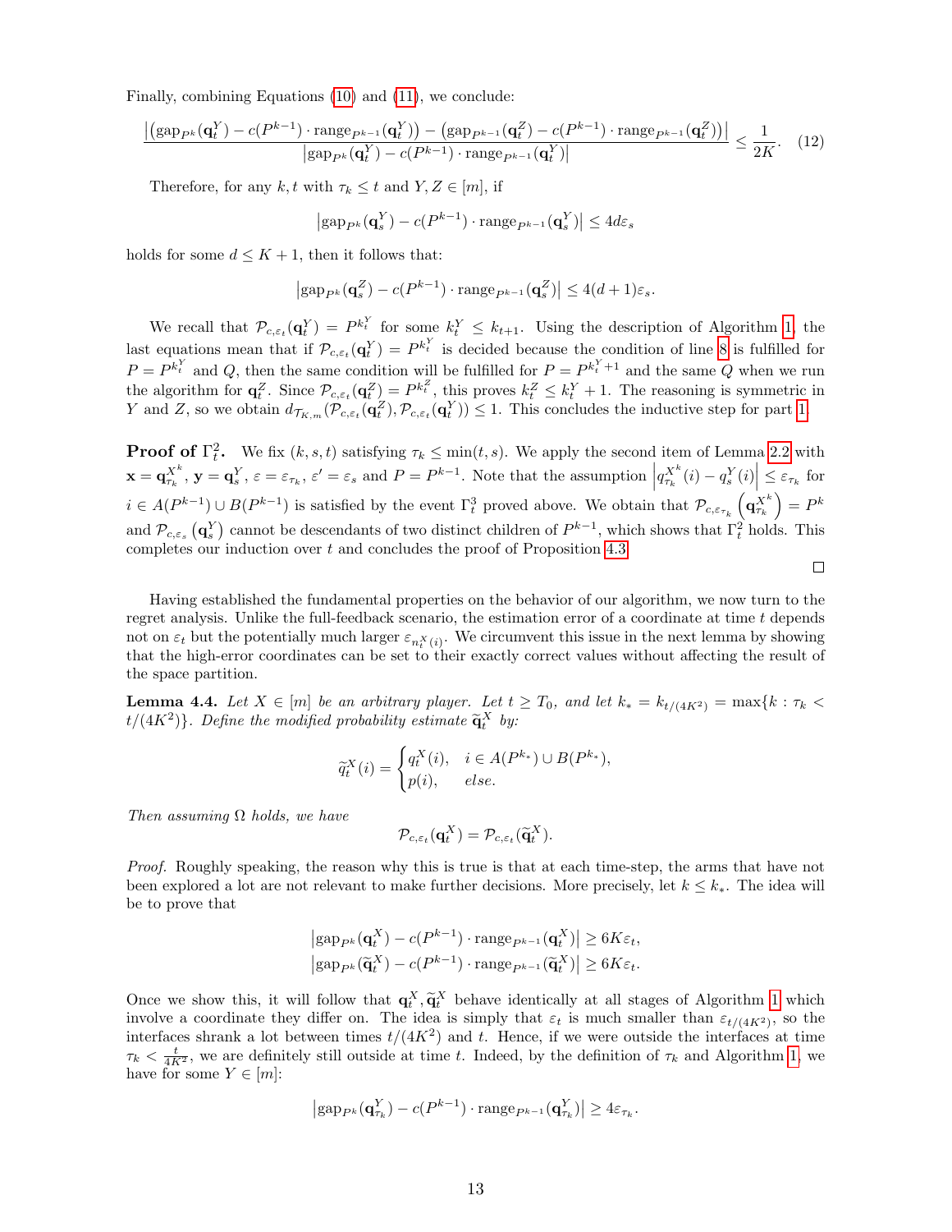Finally, combining Equations (10) and (11), we conclude:

$$\frac{\left|\left(\mathrm{gap}_{P^k}(\mathbf{q}_t^Y) - c(P^{k-1}) \cdot \mathrm{range}_{P^{k-1}}(\mathbf{q}_t^Y)\right) - \left(\mathrm{gap}_{P^{k-1}}(\mathbf{q}_t^Z) - c(P^{k-1}) \cdot \mathrm{range}_{P^{k-1}}(\mathbf{q}_t^Z)\right)\right|}{\left|\mathrm{gap}_{P^k}(\mathbf{q}_t^Y) - c(P^{k-1}) \cdot \mathrm{range}_{P^{k-1}}(\mathbf{q}_t^Y)\right|} \leq \frac{1}{2K}. \quad (12)$$

Therefore, for any $k, t$ with $\tau_k \leq t$ and $Y, Z \in [m]$, if

$$\left|\mathrm{gap}_{P^k}(\mathbf{q}_s^Y) - c(P^{k-1}) \cdot \mathrm{range}_{P^{k-1}}(\mathbf{q}_s^Y)\right| \leq 4d\varepsilon_s$$

holds for some $d \leq K + 1$, then it follows that:

$$\left|\mathrm{gap}_{P^k}(\mathbf{q}_s^Z) - c(P^{k-1}) \cdot \mathrm{range}_{P^{k-1}}(\mathbf{q}_s^Z)\right| \leq 4(d+1)\varepsilon_s.$$

We recall that $\mathcal{P}_{c,\varepsilon_t}(\mathbf{q}_t^Y) = P^{k_t^Y}$ for some $k_t^Y \leq k_{t+1}$. Using the description of Algorithm 1, the last equations mean that if $\mathcal{P}_{c,\varepsilon_t}(\mathbf{q}_t^Y) = P^{k_t^Y}$ is decided because the condition of line 8 is fulfilled for $P = P^{k_t^Y}$ and $Q$, then the same condition will be fulfilled for $P = P^{k_t^Y+1}$ and the same $Q$ when we run the algorithm for $\mathbf{q}_t^Z$. Since $\mathcal{P}_{c,\varepsilon_t}(\mathbf{q}_t^Z) = P^{k_t^Z}$, this proves $k_t^Z \leq k_t^Y + 1$. The reasoning is symmetric in $Y$ and $Z$, so we obtain $d_{\mathcal{T}_{K,m}}(\mathcal{P}_{c,\varepsilon_t}(\mathbf{q}_t^Z), \mathcal{P}_{c,\varepsilon_t}(\mathbf{q}_t^Y)) \leq 1$. This concludes the inductive step for part 1.

**Proof of $\Gamma_t^2$.** We fix $(k, s, t)$ satisfying $\tau_k \leq \min(t, s)$. We apply the second item of Lemma 2.2 with $\mathbf{x} = \mathbf{q}_{\tau_k}^{X^k}$, $\mathbf{y} = \mathbf{q}_s^Y$, $\varepsilon = \varepsilon_{\tau_k}$, $\varepsilon' = \varepsilon_s$ and $P = P^{k-1}$. Note that the assumption $\left|q_{\tau_k}^{X^k}(i) - q_s^Y(i)\right| \leq \varepsilon_{\tau_k}$ for $i \in A(P^{k-1}) \cup B(P^{k-1})$ is satisfied by the event $\Gamma_t^3$ proved above. We obtain that $\mathcal{P}_{c,\varepsilon_{\tau_k}}\left(\mathbf{q}_{\tau_k}^{X^k}\right) = P^k$ and $\mathcal{P}_{c,\varepsilon_s}\left(\mathbf{q}_s^Y\right)$ cannot be descendants of two distinct children of $P^{k-1}$, which shows that $\Gamma_t^2$ holds. This completes our induction over $t$ and concludes the proof of Proposition 4.3.

□

Having established the fundamental properties on the behavior of our algorithm, we now turn to the regret analysis. Unlike the full-feedback scenario, the estimation error of a coordinate at time $t$ depends not on $\varepsilon_t$ but the potentially much larger $\varepsilon_{n_t^X(i)}$. We circumvent this issue in the next lemma by showing that the high-error coordinates can be set to their exactly correct values without affecting the result of the space partition.

**Lemma 4.4.** *Let $X \in [m]$ be an arbitrary player. Let $t \geq T_0$, and let $k_* = k_{t/(4K^2)} = \max\{k : \tau_k < t/(4K^2)\}$. Define the modified probability estimate $\widetilde{\mathbf{q}}_t^X$ by:*

$$\widetilde{q}_t^X(i) = \begin{cases} q_t^X(i), & i \in A(P^{k_*}) \cup B(P^{k_*}), \\ p(i), & \text{else.} \end{cases}$$

*Then assuming $\Omega$ holds, we have*

$$\mathcal{P}_{c,\varepsilon_t}(\mathbf{q}_t^X) = \mathcal{P}_{c,\varepsilon_t}(\widetilde{\mathbf{q}}_t^X).$$

*Proof.* Roughly speaking, the reason why this is true is that at each time-step, the arms that have not been explored a lot are not relevant to make further decisions. More precisely, let $k \leq k_*$. The idea will be to prove that

$$\left|\mathrm{gap}_{P^k}(\mathbf{q}_t^X) - c(P^{k-1}) \cdot \mathrm{range}_{P^{k-1}}(\mathbf{q}_t^X)\right| \geq 6K\varepsilon_t,$$
$$\left|\mathrm{gap}_{P^k}(\widetilde{\mathbf{q}}_t^X) - c(P^{k-1}) \cdot \mathrm{range}_{P^{k-1}}(\widetilde{\mathbf{q}}_t^X)\right| \geq 6K\varepsilon_t.$$

Once we show this, it will follow that $\mathbf{q}_t^X, \widetilde{\mathbf{q}}_t^X$ behave identically at all stages of Algorithm 1 which involve a coordinate they differ on. The idea is simply that $\varepsilon_t$ is much smaller than $\varepsilon_{t/(4K^2)}$, so the interfaces shrank a lot between times $t/(4K^2)$ and $t$. Hence, if we were outside the interfaces at time $\tau_k < \frac{t}{4K^2}$, we are definitely still outside at time $t$. Indeed, by the definition of $\tau_k$ and Algorithm 1, we have for some $Y \in [m]$:

$$\left|\mathrm{gap}_{P^k}(\mathbf{q}_{\tau_k}^Y) - c(P^{k-1}) \cdot \mathrm{range}_{P^{k-1}}(\mathbf{q}_{\tau_k}^Y)\right| \geq 4\varepsilon_{\tau_k}.$$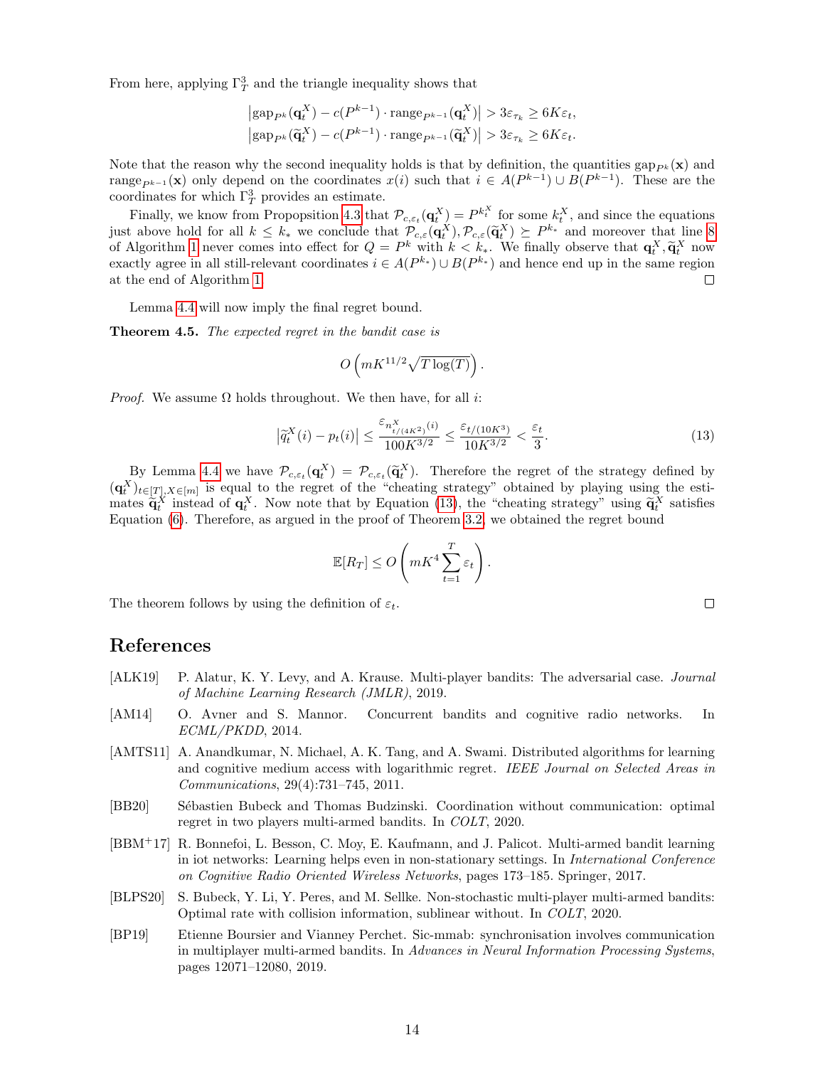From here, applying $\Gamma_T^3$ and the triangle inequality shows that

$$\left|\text{gap}_{P^k}(\mathbf{q}_t^X) - c(P^{k-1}) \cdot \text{range}_{P^{k-1}}(\mathbf{q}_t^X)\right| > 3\varepsilon_{\tau_k} \geq 6K\varepsilon_t,$$
$$\left|\text{gap}_{P^k}(\widetilde{\mathbf{q}}_t^X) - c(P^{k-1}) \cdot \text{range}_{P^{k-1}}(\widetilde{\mathbf{q}}_t^X)\right| > 3\varepsilon_{\tau_k} \geq 6K\varepsilon_t.$$

Note that the reason why the second inequality holds is that by definition, the quantities $\text{gap}_{P^k}(\mathbf{x})$ and $\text{range}_{P^{k-1}}(\mathbf{x})$ only depend on the coordinates $x(i)$ such that $i \in A(P^{k-1}) \cup B(P^{k-1})$. These are the coordinates for which $\Gamma_T^3$ provides an estimate.

Finally, we know from Propopsition 4.3 that $\mathcal{P}_{c,\varepsilon_t}(\mathbf{q}_t^X) = P^{k_t^X}$ for some $k_t^X$, and since the equations just above hold for all $k \leq k_*$ we conclude that $\mathcal{P}_{c,\varepsilon}(\mathbf{q}_t^X), \mathcal{P}_{c,\varepsilon}(\widetilde{\mathbf{q}}_t^X) \succeq P^{k_*}$ and moreover that line 8 of Algorithm 1 never comes into effect for $Q = P^k$ with $k < k_*$. We finally observe that $\mathbf{q}_t^X, \widetilde{\mathbf{q}}_t^X$ now exactly agree in all still-relevant coordinates $i \in A(P^{k_*}) \cup B(P^{k_*})$ and hence end up in the same region at the end of Algorithm 1. □

Lemma 4.4 will now imply the final regret bound.

**Theorem 4.5.** *The expected regret in the bandit case is*

$$O\left(mK^{11/2}\sqrt{T\log(T)}\right).$$

*Proof.* We assume $\Omega$ holds throughout. We then have, for all $i$:

$$\left|\widetilde{q}_t^X(i) - p_t(i)\right| \leq \frac{\varepsilon_{n^X_{t/(4K^2)}(i)}}{100K^{3/2}} \leq \frac{\varepsilon_{t/(10K^3)}}{10K^{3/2}} < \frac{\varepsilon_t}{3}. \tag{13}$$

By Lemma 4.4 we have $\mathcal{P}_{c,\varepsilon_t}(\mathbf{q}_t^X) = \mathcal{P}_{c,\varepsilon_t}(\widetilde{\mathbf{q}}_t^X)$. Therefore the regret of the strategy defined by $(\mathbf{q}_t^X)_{t\in[T],X\in[m]}$ is equal to the regret of the "cheating strategy" obtained by playing using the estimates $\widetilde{\mathbf{q}}_t^X$ instead of $\mathbf{q}_t^X$. Now note that by Equation (13), the "cheating strategy" using $\widetilde{\mathbf{q}}_t^X$ satisfies Equation (6). Therefore, as argued in the proof of Theorem 3.2, we obtained the regret bound

$$\mathbb{E}[R_T] \leq O\left(mK^4 \sum_{t=1}^{T} \varepsilon_t\right).$$

The theorem follows by using the definition of $\varepsilon_t$. □

## References

[ALK19] P. Alatur, K. Y. Levy, and A. Krause. Multi-player bandits: The adversarial case. *Journal of Machine Learning Research (JMLR)*, 2019.

[AM14] O. Avner and S. Mannor. Concurrent bandits and cognitive radio networks. In *ECML/PKDD*, 2014.

[AMTS11] A. Anandkumar, N. Michael, A. K. Tang, and A. Swami. Distributed algorithms for learning and cognitive medium access with logarithmic regret. *IEEE Journal on Selected Areas in Communications*, 29(4):731–745, 2011.

[BB20] Sébastien Bubeck and Thomas Budzinski. Coordination without communication: optimal regret in two players multi-armed bandits. In *COLT*, 2020.

[BBM+17] R. Bonnefoi, L. Besson, C. Moy, E. Kaufmann, and J. Palicot. Multi-armed bandit learning in iot networks: Learning helps even in non-stationary settings. In *International Conference on Cognitive Radio Oriented Wireless Networks*, pages 173–185. Springer, 2017.

[BLPS20] S. Bubeck, Y. Li, Y. Peres, and M. Sellke. Non-stochastic multi-player multi-armed bandits: Optimal rate with collision information, sublinear without. In *COLT*, 2020.

[BP19] Etienne Boursier and Vianney Perchet. Sic-mmab: synchronisation involves communication in multiplayer multi-armed bandits. In *Advances in Neural Information Processing Systems*, pages 12071–12080, 2019.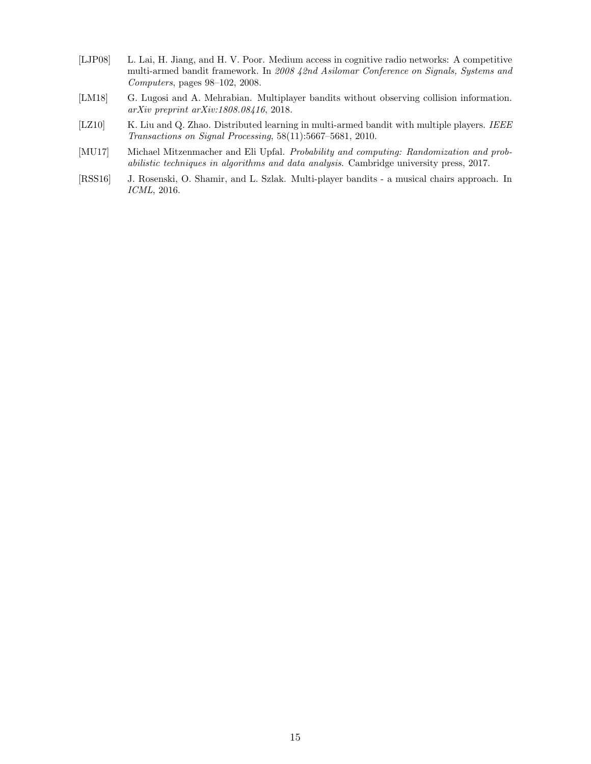[LJP08] L. Lai, H. Jiang, and H. V. Poor. Medium access in cognitive radio networks: A competitive multi-armed bandit framework. In *2008 42nd Asilomar Conference on Signals, Systems and Computers*, pages 98–102, 2008.

[LM18] G. Lugosi and A. Mehrabian. Multiplayer bandits without observing collision information. *arXiv preprint arXiv:1808.08416*, 2018.

[LZ10] K. Liu and Q. Zhao. Distributed learning in multi-armed bandit with multiple players. *IEEE Transactions on Signal Processing*, 58(11):5667–5681, 2010.

[MU17] Michael Mitzenmacher and Eli Upfal. *Probability and computing: Randomization and probabilistic techniques in algorithms and data analysis*. Cambridge university press, 2017.

[RSS16] J. Rosenski, O. Shamir, and L. Szlak. Multi-player bandits - a musical chairs approach. In *ICML*, 2016.